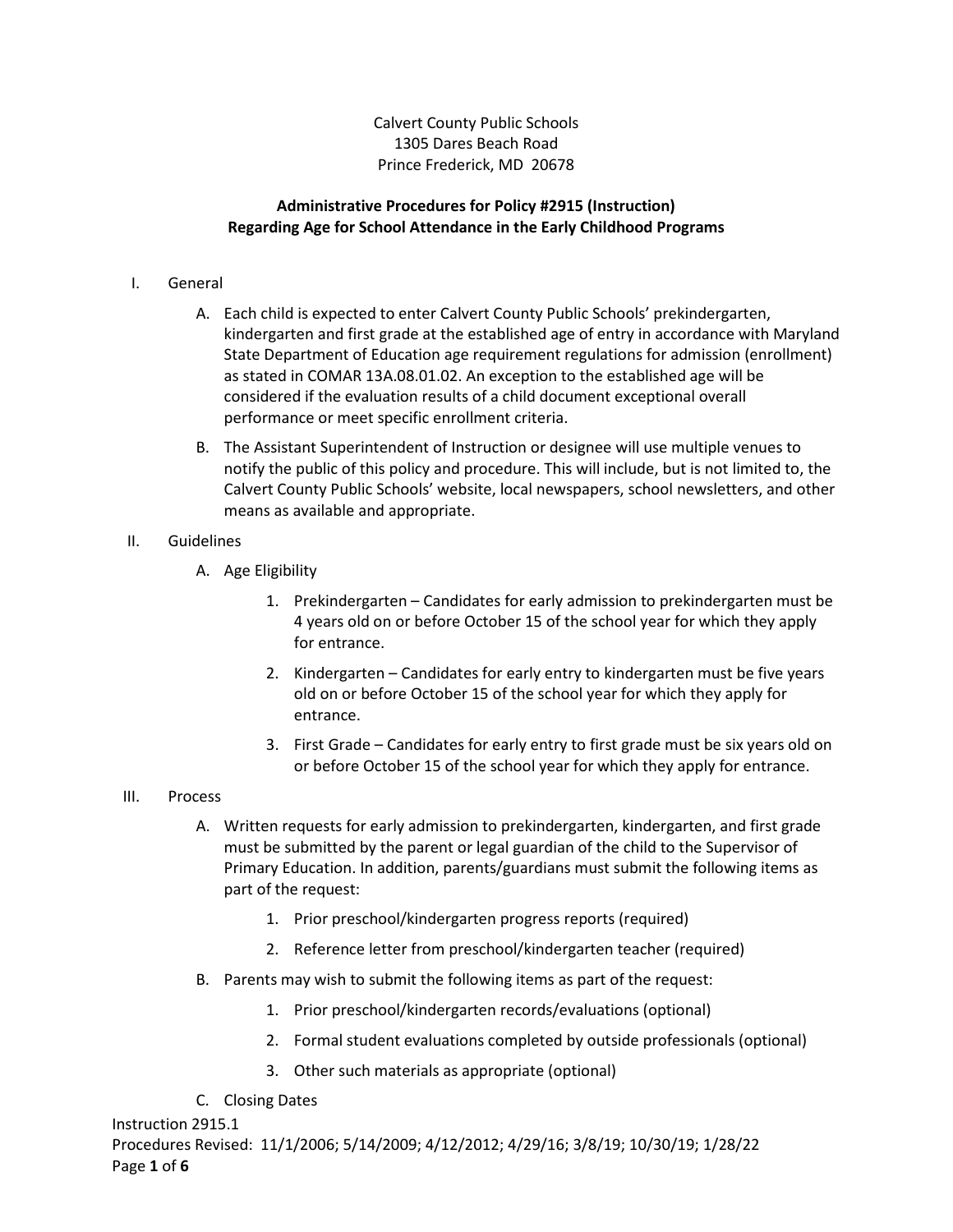Calvert County Public Schools
1305 Dares Beach Road
Prince Frederick, MD 20678

**Administrative Procedures for Policy #2915 (Instruction)**
**Regarding Age for School Attendance in the Early Childhood Programs**

I. General

A. Each child is expected to enter Calvert County Public Schools' prekindergarten, kindergarten and first grade at the established age of entry in accordance with Maryland State Department of Education age requirement regulations for admission (enrollment) as stated in COMAR 13A.08.01.02. An exception to the established age will be considered if the evaluation results of a child document exceptional overall performance or meet specific enrollment criteria.

B. The Assistant Superintendent of Instruction or designee will use multiple venues to notify the public of this policy and procedure. This will include, but is not limited to, the Calvert County Public Schools' website, local newspapers, school newsletters, and other means as available and appropriate.

II. Guidelines

A. Age Eligibility

1. Prekindergarten – Candidates for early admission to prekindergarten must be 4 years old on or before October 15 of the school year for which they apply for entrance.
2. Kindergarten – Candidates for early entry to kindergarten must be five years old on or before October 15 of the school year for which they apply for entrance.
3. First Grade – Candidates for early entry to first grade must be six years old on or before October 15 of the school year for which they apply for entrance.

III. Process

A. Written requests for early admission to prekindergarten, kindergarten, and first grade must be submitted by the parent or legal guardian of the child to the Supervisor of Primary Education. In addition, parents/guardians must submit the following items as part of the request:

1. Prior preschool/kindergarten progress reports (required)
2. Reference letter from preschool/kindergarten teacher (required)

B. Parents may wish to submit the following items as part of the request:

1. Prior preschool/kindergarten records/evaluations (optional)
2. Formal student evaluations completed by outside professionals (optional)
3. Other such materials as appropriate (optional)

C. Closing Dates

Instruction 2915.1
Procedures Revised: 11/1/2006; 5/14/2009; 4/12/2012; 4/29/16; 3/8/19; 10/30/19; 1/28/22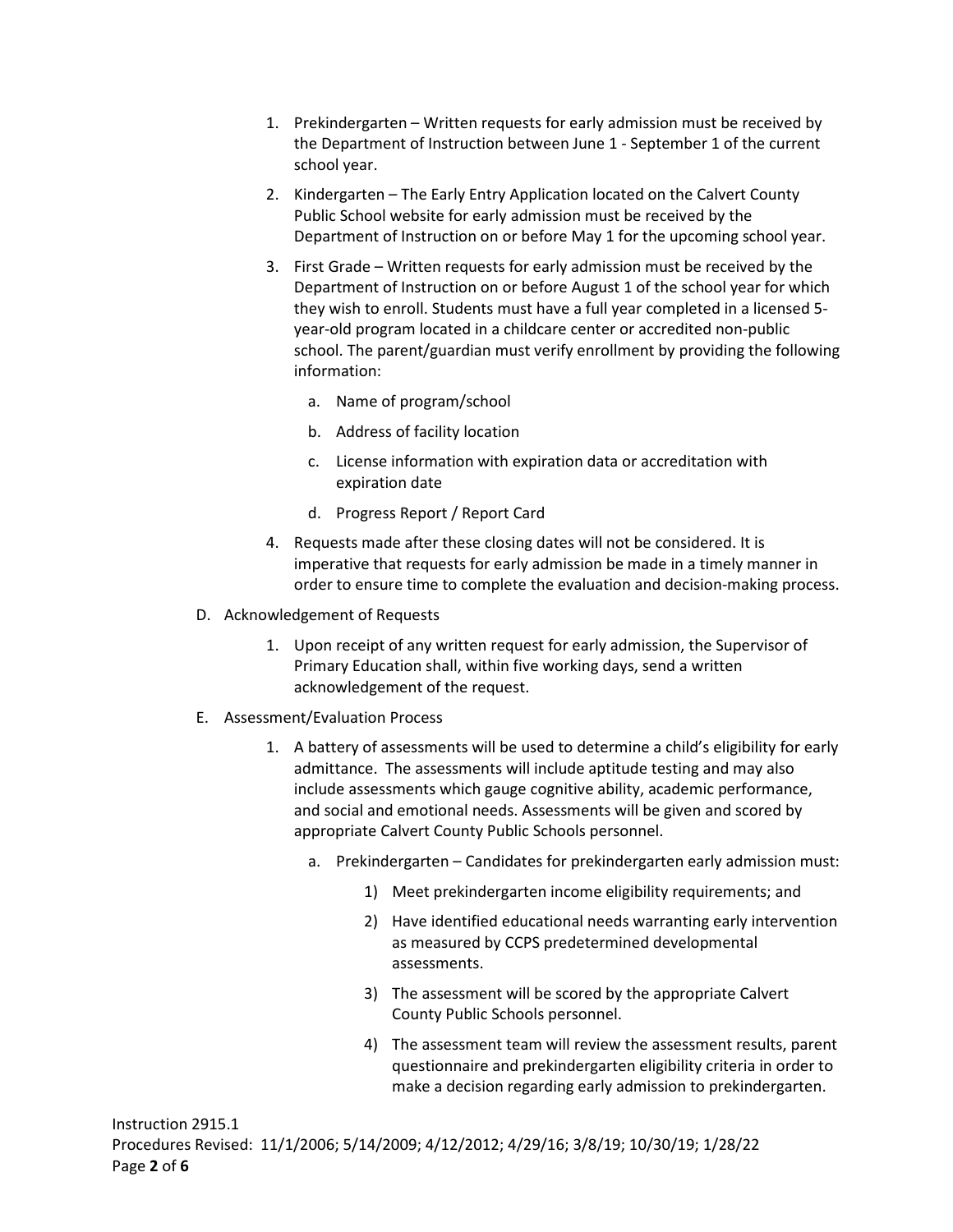1. Prekindergarten – Written requests for early admission must be received by the Department of Instruction between June 1 - September 1 of the current school year.
2. Kindergarten – The Early Entry Application located on the Calvert County Public School website for early admission must be received by the Department of Instruction on or before May 1 for the upcoming school year.
3. First Grade – Written requests for early admission must be received by the Department of Instruction on or before August 1 of the school year for which they wish to enroll. Students must have a full year completed in a licensed 5-year-old program located in a childcare center or accredited non-public school. The parent/guardian must verify enrollment by providing the following information:
    a. Name of program/school
    b. Address of facility location
    c. License information with expiration data or accreditation with expiration date
    d. Progress Report / Report Card
4. Requests made after these closing dates will not be considered. It is imperative that requests for early admission be made in a timely manner in order to ensure time to complete the evaluation and decision-making process.

D. Acknowledgement of Requests

1. Upon receipt of any written request for early admission, the Supervisor of Primary Education shall, within five working days, send a written acknowledgement of the request.

E. Assessment/Evaluation Process

1. A battery of assessments will be used to determine a child's eligibility for early admittance. The assessments will include aptitude testing and may also include assessments which gauge cognitive ability, academic performance, and social and emotional needs. Assessments will be given and scored by appropriate Calvert County Public Schools personnel.
    a. Prekindergarten – Candidates for prekindergarten early admission must:
        1) Meet prekindergarten income eligibility requirements; and
        2) Have identified educational needs warranting early intervention as measured by CCPS predetermined developmental assessments.
        3) The assessment will be scored by the appropriate Calvert County Public Schools personnel.
        4) The assessment team will review the assessment results, parent questionnaire and prekindergarten eligibility criteria in order to make a decision regarding early admission to prekindergarten.

Instruction 2915.1
Procedures Revised: 11/1/2006; 5/14/2009; 4/12/2012; 4/29/16; 3/8/19; 10/30/19; 1/28/22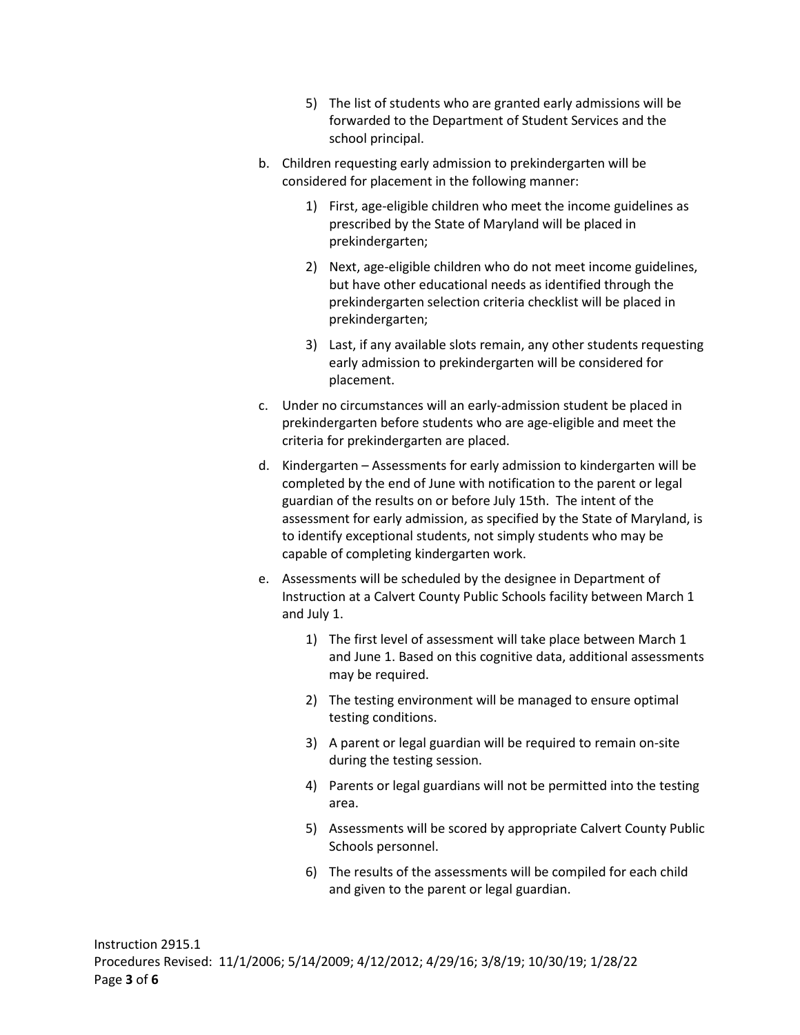5) The list of students who are granted early admissions will be forwarded to the Department of Student Services and the school principal.

b. Children requesting early admission to prekindergarten will be considered for placement in the following manner:

    1) First, age-eligible children who meet the income guidelines as prescribed by the State of Maryland will be placed in prekindergarten;

    2) Next, age-eligible children who do not meet income guidelines, but have other educational needs as identified through the prekindergarten selection criteria checklist will be placed in prekindergarten;

    3) Last, if any available slots remain, any other students requesting early admission to prekindergarten will be considered for placement.

c. Under no circumstances will an early-admission student be placed in prekindergarten before students who are age-eligible and meet the criteria for prekindergarten are placed.

d. Kindergarten – Assessments for early admission to kindergarten will be completed by the end of June with notification to the parent or legal guardian of the results on or before July 15th. The intent of the assessment for early admission, as specified by the State of Maryland, is to identify exceptional students, not simply students who may be capable of completing kindergarten work.

e. Assessments will be scheduled by the designee in Department of Instruction at a Calvert County Public Schools facility between March 1 and July 1.

    1) The first level of assessment will take place between March 1 and June 1. Based on this cognitive data, additional assessments may be required.

    2) The testing environment will be managed to ensure optimal testing conditions.

    3) A parent or legal guardian will be required to remain on-site during the testing session.

    4) Parents or legal guardians will not be permitted into the testing area.

    5) Assessments will be scored by appropriate Calvert County Public Schools personnel.

    6) The results of the assessments will be compiled for each child and given to the parent or legal guardian.

Instruction 2915.1
Procedures Revised: 11/1/2006; 5/14/2009; 4/12/2012; 4/29/16; 3/8/19; 10/30/19; 1/28/22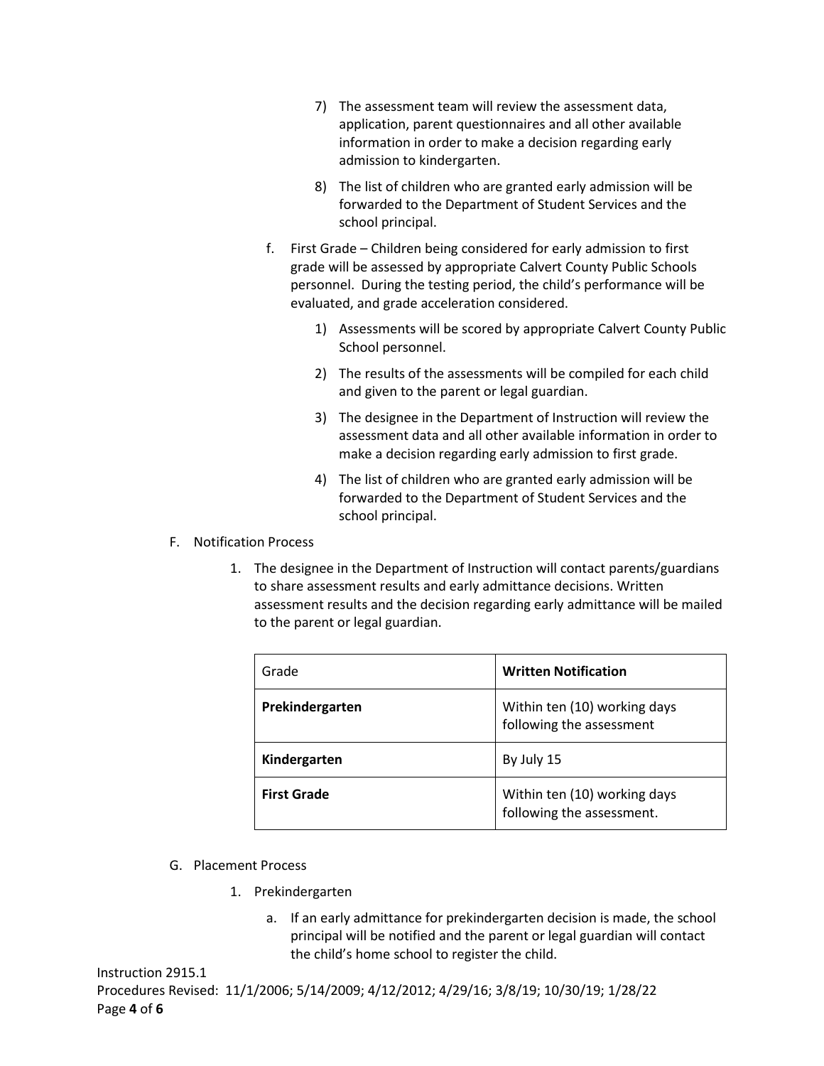7) The assessment team will review the assessment data, application, parent questionnaires and all other available information in order to make a decision regarding early admission to kindergarten.

8) The list of children who are granted early admission will be forwarded to the Department of Student Services and the school principal.

f. First Grade – Children being considered for early admission to first grade will be assessed by appropriate Calvert County Public Schools personnel. During the testing period, the child's performance will be evaluated, and grade acceleration considered.

1) Assessments will be scored by appropriate Calvert County Public School personnel.

2) The results of the assessments will be compiled for each child and given to the parent or legal guardian.

3) The designee in the Department of Instruction will review the assessment data and all other available information in order to make a decision regarding early admission to first grade.

4) The list of children who are granted early admission will be forwarded to the Department of Student Services and the school principal.

F. Notification Process

1. The designee in the Department of Instruction will contact parents/guardians to share assessment results and early admittance decisions. Written assessment results and the decision regarding early admittance will be mailed to the parent or legal guardian.

| Grade | **Written Notification** |
|---|---|
| **Prekindergarten** | Within ten (10) working days following the assessment |
| **Kindergarten** | By July 15 |
| **First Grade** | Within ten (10) working days following the assessment. |

G. Placement Process

1. Prekindergarten

a. If an early admittance for prekindergarten decision is made, the school principal will be notified and the parent or legal guardian will contact the child's home school to register the child.

Instruction 2915.1
Procedures Revised: 11/1/2006; 5/14/2009; 4/12/2012; 4/29/16; 3/8/19; 10/30/19; 1/28/22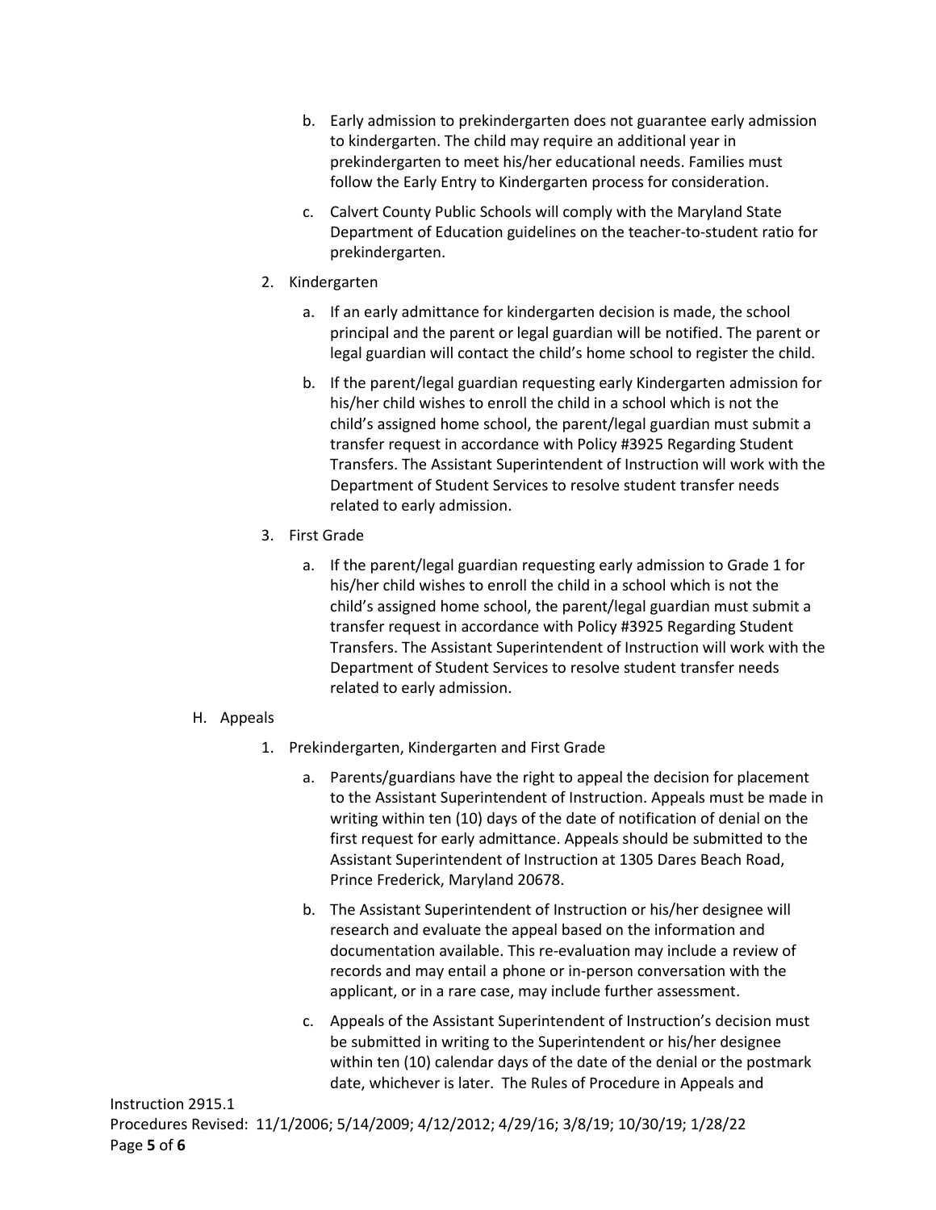b. Early admission to prekindergarten does not guarantee early admission to kindergarten. The child may require an additional year in prekindergarten to meet his/her educational needs. Families must follow the Early Entry to Kindergarten process for consideration.

   c. Calvert County Public Schools will comply with the Maryland State Department of Education guidelines on the teacher-to-student ratio for prekindergarten.

2. Kindergarten

   a. If an early admittance for kindergarten decision is made, the school principal and the parent or legal guardian will be notified. The parent or legal guardian will contact the child's home school to register the child.

   b. If the parent/legal guardian requesting early Kindergarten admission for his/her child wishes to enroll the child in a school which is not the child's assigned home school, the parent/legal guardian must submit a transfer request in accordance with Policy #3925 Regarding Student Transfers. The Assistant Superintendent of Instruction will work with the Department of Student Services to resolve student transfer needs related to early admission.

3. First Grade

   a. If the parent/legal guardian requesting early admission to Grade 1 for his/her child wishes to enroll the child in a school which is not the child's assigned home school, the parent/legal guardian must submit a transfer request in accordance with Policy #3925 Regarding Student Transfers. The Assistant Superintendent of Instruction will work with the Department of Student Services to resolve student transfer needs related to early admission.

H. Appeals

1. Prekindergarten, Kindergarten and First Grade

   a. Parents/guardians have the right to appeal the decision for placement to the Assistant Superintendent of Instruction. Appeals must be made in writing within ten (10) days of the date of notification of denial on the first request for early admittance. Appeals should be submitted to the Assistant Superintendent of Instruction at 1305 Dares Beach Road, Prince Frederick, Maryland 20678.

   b. The Assistant Superintendent of Instruction or his/her designee will research and evaluate the appeal based on the information and documentation available. This re-evaluation may include a review of records and may entail a phone or in-person conversation with the applicant, or in a rare case, may include further assessment.

   c. Appeals of the Assistant Superintendent of Instruction's decision must be submitted in writing to the Superintendent or his/her designee within ten (10) calendar days of the date of the denial or the postmark date, whichever is later. The Rules of Procedure in Appeals and

Instruction 2915.1
Procedures Revised: 11/1/2006; 5/14/2009; 4/12/2012; 4/29/16; 3/8/19; 10/30/19; 1/28/22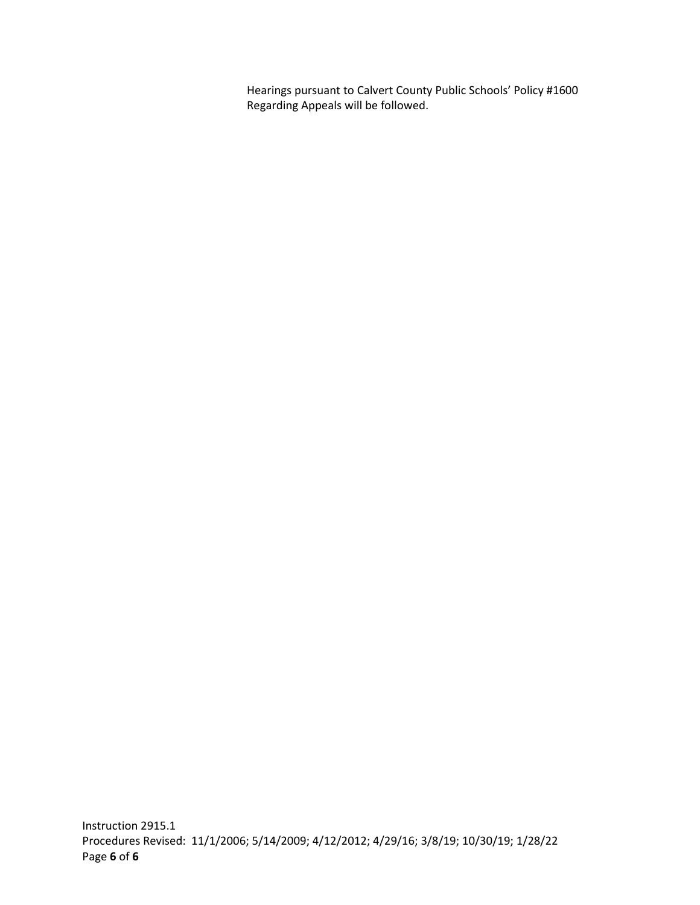Hearings pursuant to Calvert County Public Schools' Policy #1600 Regarding Appeals will be followed.

Instruction 2915.1
Procedures Revised: 11/1/2006; 5/14/2009; 4/12/2012; 4/29/16; 3/8/19; 10/30/19; 1/28/22